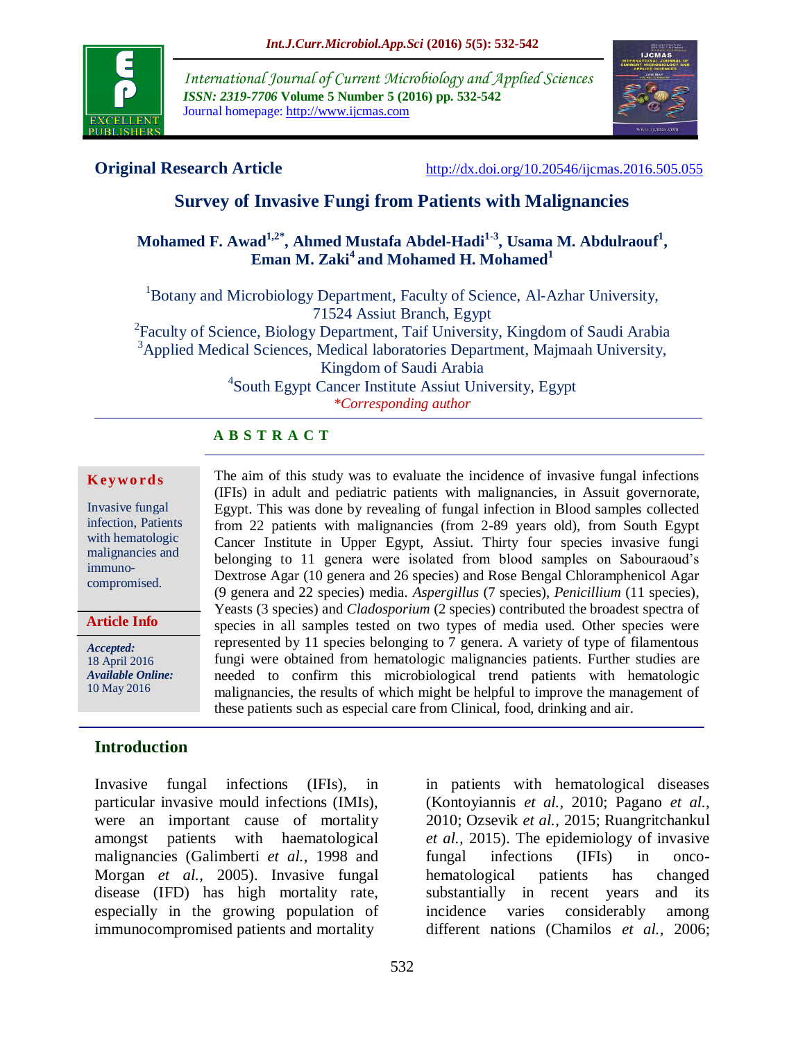International Journal of Current Microbiology and Applied Sciences
*ISSN: 2319-7706* **Volume 5 Number 5 (2016) pp. 532-542**
Journal homepage: http://www.ijcmas.com

**Original Research Article**

http://dx.doi.org/10.20546/ijcmas.2016.505.055

# Survey of Invasive Fungi from Patients with Malignancies

**Mohamed F. Awad[1,2*], Ahmed Mustafa Abdel-Hadi[1-3], Usama M. Abdulraouf[1], Eman M. Zaki[4] and Mohamed H. Mohamed[1]**

[1]Botany and Microbiology Department, Faculty of Science, Al-Azhar University, 71524 Assiut Branch, Egypt
[2]Faculty of Science, Biology Department, Taif University, Kingdom of Saudi Arabia
[3]Applied Medical Sciences, Medical laboratories Department, Majmaah University, Kingdom of Saudi Arabia
[4]South Egypt Cancer Institute Assiut University, Egypt
*\*Corresponding author*

## ABSTRACT

**Keywords**

Invasive fungal infection, Patients with hematologic malignancies and immuno-compromised.

**Article Info**

***Accepted:*** 18 April 2016
***Available Online:*** 10 May 2016

The aim of this study was to evaluate the incidence of invasive fungal infections (IFIs) in adult and pediatric patients with malignancies, in Assuit governorate, Egypt. This was done by revealing of fungal infection in Blood samples collected from 22 patients with malignancies (from 2-89 years old), from South Egypt Cancer Institute in Upper Egypt, Assiut. Thirty four species invasive fungi belonging to 11 genera were isolated from blood samples on Sabouraoud's Dextrose Agar (10 genera and 26 species) and Rose Bengal Chloramphenicol Agar (9 genera and 22 species) media. *Aspergillus* (7 species), *Penicillium* (11 species), Yeasts (3 species) and *Cladosporium* (2 species) contributed the broadest spectra of species in all samples tested on two types of media used. Other species were represented by 11 species belonging to 7 genera. A variety of type of filamentous fungi were obtained from hematologic malignancies patients. Further studies are needed to confirm this microbiological trend patients with hematologic malignancies, the results of which might be helpful to improve the management of these patients such as especial care from Clinical, food, drinking and air.

## Introduction

Invasive fungal infections (IFIs), in particular invasive mould infections (IMIs), were an important cause of mortality amongst patients with haematological malignancies (Galimberti *et al.*, 1998 and Morgan *et al.*, 2005). Invasive fungal disease (IFD) has high mortality rate, especially in the growing population of immunocompromised patients and mortality in patients with hematological diseases (Kontoyiannis *et al.*, 2010; Pagano *et al.*, 2010; Ozsevik *et al.*, 2015; Ruangritchankul *et al.*, 2015). The epidemiology of invasive fungal infections (IFIs) in onco-hematological patients has changed substantially in recent years and its incidence varies considerably among different nations (Chamilos *et al.*, 2006;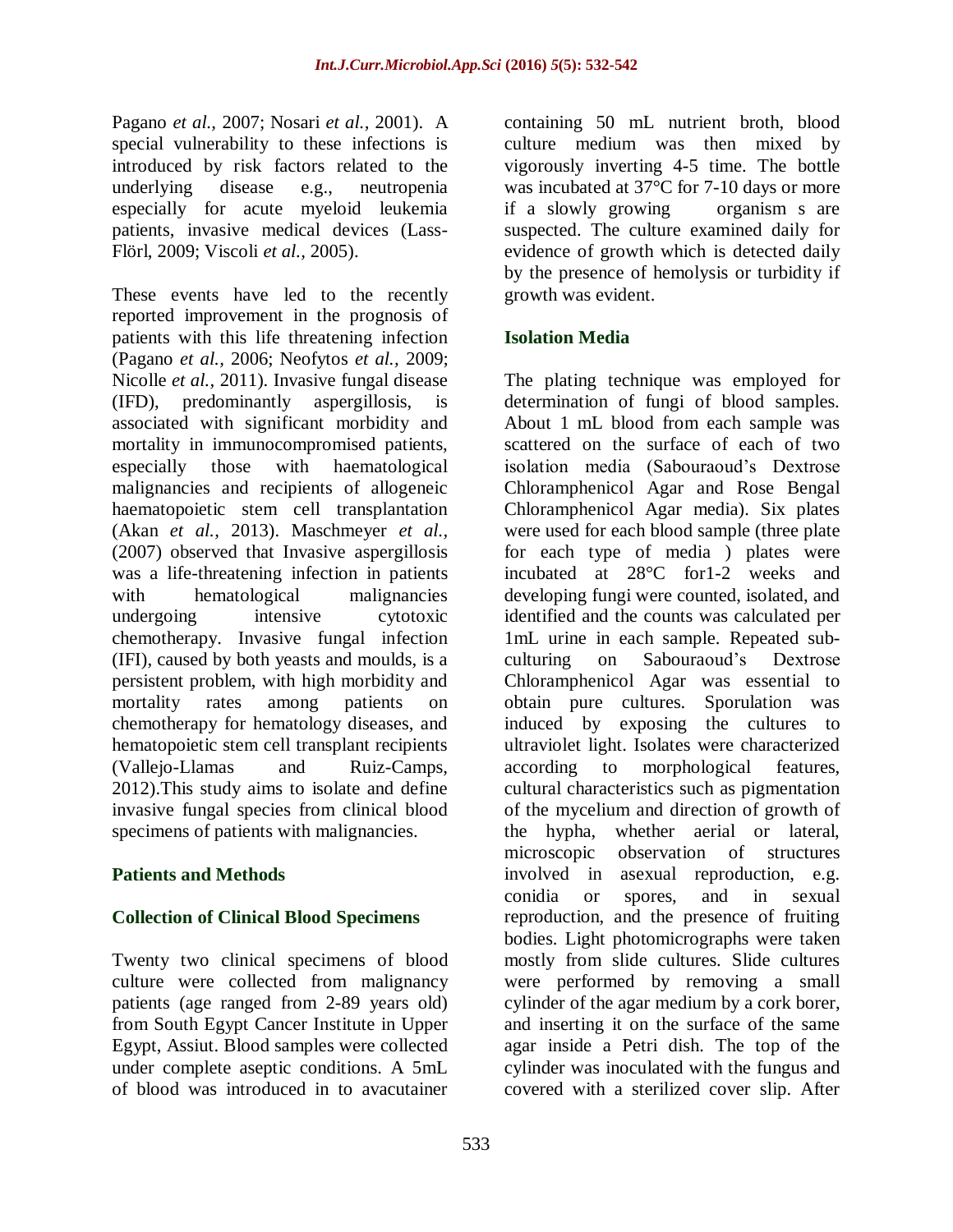Pagano *et al.,* 2007; Nosari *et al.,* 2001). A special vulnerability to these infections is introduced by risk factors related to the underlying disease e.g., neutropenia especially for acute myeloid leukemia patients, invasive medical devices (Lass-Flörl, 2009; Viscoli *et al.,* 2005).

These events have led to the recently reported improvement in the prognosis of patients with this life threatening infection (Pagano *et al.,* 2006; Neofytos *et al.,* 2009; Nicolle *et al.,* 2011). Invasive fungal disease (IFD), predominantly aspergillosis, is associated with significant morbidity and mortality in immunocompromised patients, especially those with haematological malignancies and recipients of allogeneic haematopoietic stem cell transplantation (Akan *et al.,* 2013). Maschmeyer *et al.,* (2007) observed that Invasive aspergillosis was a life-threatening infection in patients with hematological malignancies undergoing intensive cytotoxic chemotherapy. Invasive fungal infection (IFI), caused by both yeasts and moulds, is a persistent problem, with high morbidity and mortality rates among patients on chemotherapy for hematology diseases, and hematopoietic stem cell transplant recipients (Vallejo-Llamas and Ruiz-Camps, 2012).This study aims to isolate and define invasive fungal species from clinical blood specimens of patients with malignancies.

## Patients and Methods

### Collection of Clinical Blood Specimens

Twenty two clinical specimens of blood culture were collected from malignancy patients (age ranged from 2-89 years old) from South Egypt Cancer Institute in Upper Egypt, Assiut. Blood samples were collected under complete aseptic conditions. A 5mL of blood was introduced in to avacutainer containing 50 mL nutrient broth, blood culture medium was then mixed by vigorously inverting 4-5 time. The bottle was incubated at 37°C for 7-10 days or more if a slowly growing organism s are suspected. The culture examined daily for evidence of growth which is detected daily by the presence of hemolysis or turbidity if growth was evident.

### Isolation Media

The plating technique was employed for determination of fungi of blood samples. About 1 mL blood from each sample was scattered on the surface of each of two isolation media (Sabouraoud's Dextrose Chloramphenicol Agar and Rose Bengal Chloramphenicol Agar media). Six plates were used for each blood sample (three plate for each type of media ) plates were incubated at 28°C for1-2 weeks and developing fungi were counted, isolated, and identified and the counts was calculated per 1mL urine in each sample. Repeated sub-culturing on Sabouraoud's Dextrose Chloramphenicol Agar was essential to obtain pure cultures. Sporulation was induced by exposing the cultures to ultraviolet light. Isolates were characterized according to morphological features, cultural characteristics such as pigmentation of the mycelium and direction of growth of the hypha, whether aerial or lateral, microscopic observation of structures involved in asexual reproduction, e.g. conidia or spores, and in sexual reproduction, and the presence of fruiting bodies. Light photomicrographs were taken mostly from slide cultures. Slide cultures were performed by removing a small cylinder of the agar medium by a cork borer, and inserting it on the surface of the same agar inside a Petri dish. The top of the cylinder was inoculated with the fungus and covered with a sterilized cover slip. After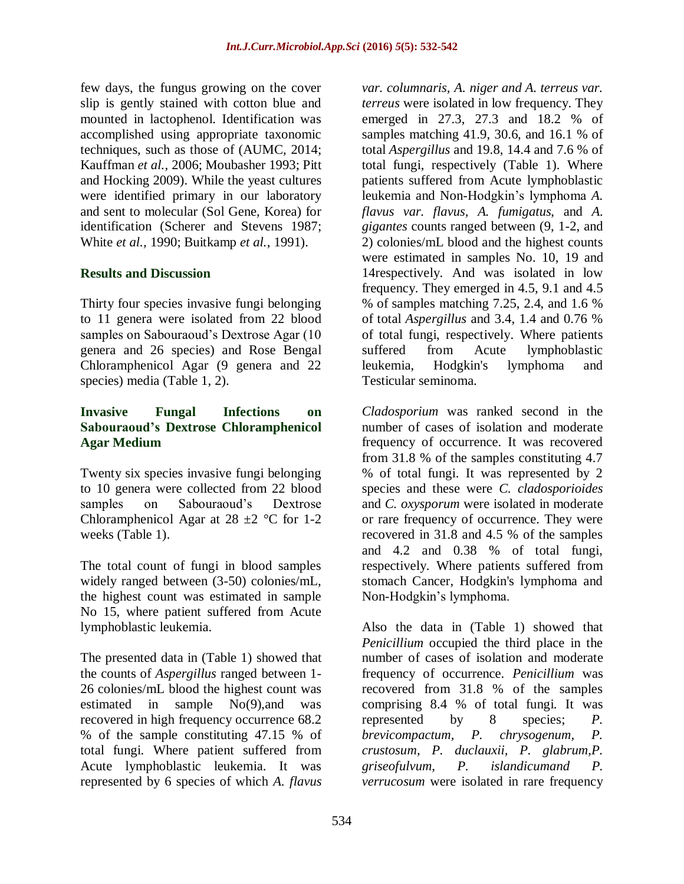few days, the fungus growing on the cover slip is gently stained with cotton blue and mounted in lactophenol. Identification was accomplished using appropriate taxonomic techniques, such as those of (AUMC, 2014; Kauffman *et al.*, 2006; Moubasher 1993; Pitt and Hocking 2009). While the yeast cultures were identified primary in our laboratory and sent to molecular (Sol Gene, Korea) for identification (Scherer and Stevens 1987; White *et al.*, 1990; Buitkamp *et al.*, 1991).

## Results and Discussion

Thirty four species invasive fungi belonging to 11 genera were isolated from 22 blood samples on Sabouraoud's Dextrose Agar (10 genera and 26 species) and Rose Bengal Chloramphenicol Agar (9 genera and 22 species) media (Table 1, 2).

### Invasive Fungal Infections on Sabouraoud's Dextrose Chloramphenicol Agar Medium

Twenty six species invasive fungi belonging to 10 genera were collected from 22 blood samples on Sabouraoud's Dextrose Chloramphenicol Agar at 28 ±2 °C for 1-2 weeks (Table 1).

The total count of fungi in blood samples widely ranged between (3-50) colonies/mL, the highest count was estimated in sample No 15, where patient suffered from Acute lymphoblastic leukemia.

The presented data in (Table 1) showed that the counts of *Aspergillus* ranged between 1-26 colonies/mL blood the highest count was estimated in sample No(9),and was recovered in high frequency occurrence 68.2 % of the sample constituting 47.15 % of total fungi. Where patient suffered from Acute lymphoblastic leukemia. It was represented by 6 species of which *A. flavus var. columnaris, A. niger and A. terreus var. terreus* were isolated in low frequency. They emerged in 27.3, 27.3 and 18.2 % of samples matching 41.9, 30.6, and 16.1 % of total *Aspergillus* and 19.8, 14.4 and 7.6 % of total fungi, respectively (Table 1). Where patients suffered from Acute lymphoblastic leukemia and Non-Hodgkin's lymphoma *A. flavus var. flavus, A. fumigatus*, and *A. gigantes* counts ranged between (9, 1-2, and 2) colonies/mL blood and the highest counts were estimated in samples No. 10, 19 and 14respectively. And was isolated in low frequency. They emerged in 4.5, 9.1 and 4.5 % of samples matching 7.25, 2.4, and 1.6 % of total *Aspergillus* and 3.4, 1.4 and 0.76 % of total fungi, respectively. Where patients suffered from Acute lymphoblastic leukemia, Hodgkin's lymphoma and Testicular seminoma.

*Cladosporium* was ranked second in the number of cases of isolation and moderate frequency of occurrence. It was recovered from 31.8 % of the samples constituting 4.7 % of total fungi. It was represented by 2 species and these were *C. cladosporioides* and *C. oxysporum* were isolated in moderate or rare frequency of occurrence. They were recovered in 31.8 and 4.5 % of the samples and 4.2 and 0.38 % of total fungi, respectively. Where patients suffered from stomach Cancer, Hodgkin's lymphoma and Non-Hodgkin's lymphoma.

Also the data in (Table 1) showed that *Penicillium* occupied the third place in the number of cases of isolation and moderate frequency of occurrence. *Penicillium* was recovered from 31.8 % of the samples comprising 8.4 % of total fungi. It was represented by 8 species; *P. brevicompactum, P. chrysogenum, P. crustosum, P. duclauxii, P. glabrum,P. griseofulvum, P. islandicumand P. verrucosum* were isolated in rare frequency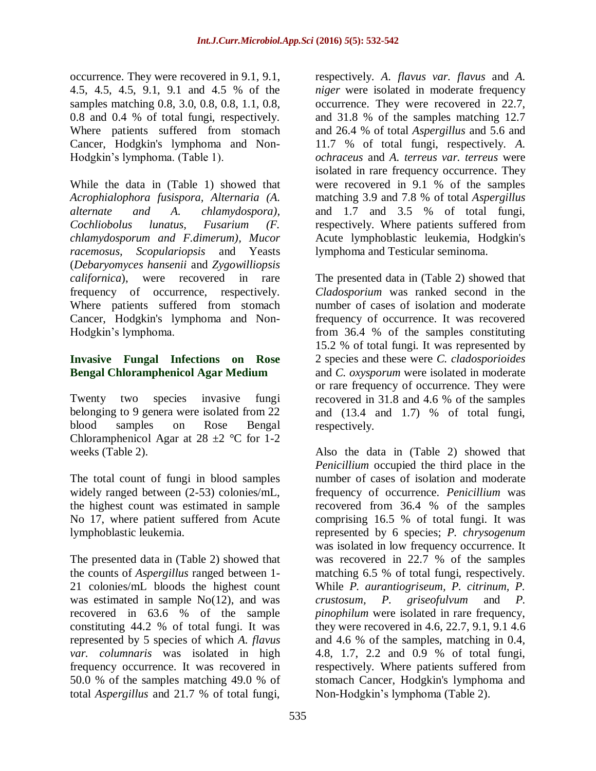occurrence. They were recovered in 9.1, 9.1, 4.5, 4.5, 4.5, 9.1, 9.1 and 4.5 % of the samples matching 0.8, 3.0, 0.8, 0.8, 1.1, 0.8, 0.8 and 0.4 % of total fungi, respectively. Where patients suffered from stomach Cancer, Hodgkin's lymphoma and Non-Hodgkin's lymphoma. (Table 1).

While the data in (Table 1) showed that *Acrophialophora fusispora, Alternaria (A. alternate and A. chlamydospora), Cochliobolus lunatus, Fusarium (F. chlamydosporum and F.dimerum), Mucor racemosus, Scopulariopsis* and Yeasts (*Debaryomyces hansenii* and *Zygowilliopsis californica*), were recovered in rare frequency of occurrence, respectively. Where patients suffered from stomach Cancer, Hodgkin's lymphoma and Non-Hodgkin's lymphoma.

### Invasive Fungal Infections on Rose Bengal Chloramphenicol Agar Medium

Twenty two species invasive fungi belonging to 9 genera were isolated from 22 blood samples on Rose Bengal Chloramphenicol Agar at 28 ±2 °C for 1-2 weeks (Table 2).

The total count of fungi in blood samples widely ranged between (2-53) colonies/mL, the highest count was estimated in sample No 17, where patient suffered from Acute lymphoblastic leukemia.

The presented data in (Table 2) showed that the counts of *Aspergillus* ranged between 1-21 colonies/mL bloods the highest count was estimated in sample No(12), and was recovered in 63.6 % of the sample constituting 44.2 % of total fungi. It was represented by 5 species of which *A. flavus var. columnaris* was isolated in high frequency occurrence. It was recovered in 50.0 % of the samples matching 49.0 % of total *Aspergillus* and 21.7 % of total fungi, respectively. *A. flavus var. flavus* and *A. niger* were isolated in moderate frequency occurrence. They were recovered in 22.7, and 31.8 % of the samples matching 12.7 and 26.4 % of total *Aspergillus* and 5.6 and 11.7 % of total fungi, respectively. *A. ochraceus* and *A. terreus var. terreus* were isolated in rare frequency occurrence. They were recovered in 9.1 % of the samples matching 3.9 and 7.8 % of total *Aspergillus* and 1.7 and 3.5 % of total fungi, respectively. Where patients suffered from Acute lymphoblastic leukemia, Hodgkin's lymphoma and Testicular seminoma.

The presented data in (Table 2) showed that *Cladosporium* was ranked second in the number of cases of isolation and moderate frequency of occurrence. It was recovered from 36.4 % of the samples constituting 15.2 % of total fungi. It was represented by 2 species and these were *C. cladosporioides* and *C. oxysporum* were isolated in moderate or rare frequency of occurrence. They were recovered in 31.8 and 4.6 % of the samples and (13.4 and 1.7) % of total fungi, respectively.

Also the data in (Table 2) showed that *Penicillium* occupied the third place in the number of cases of isolation and moderate frequency of occurrence. *Penicillium* was recovered from 36.4 % of the samples comprising 16.5 % of total fungi. It was represented by 6 species; *P. chrysogenum* was isolated in low frequency occurrence. It was recovered in 22.7 % of the samples matching 6.5 % of total fungi, respectively. While *P. aurantiogriseum, P. citrinum, P. crustosum, P. griseofulvum* and *P. pinophilum* were isolated in rare frequency, they were recovered in 4.6, 22.7, 9.1, 9.1 4.6 and 4.6 % of the samples, matching in 0.4, 4.8, 1.7, 2.2 and 0.9 % of total fungi, respectively. Where patients suffered from stomach Cancer, Hodgkin's lymphoma and Non-Hodgkin's lymphoma (Table 2).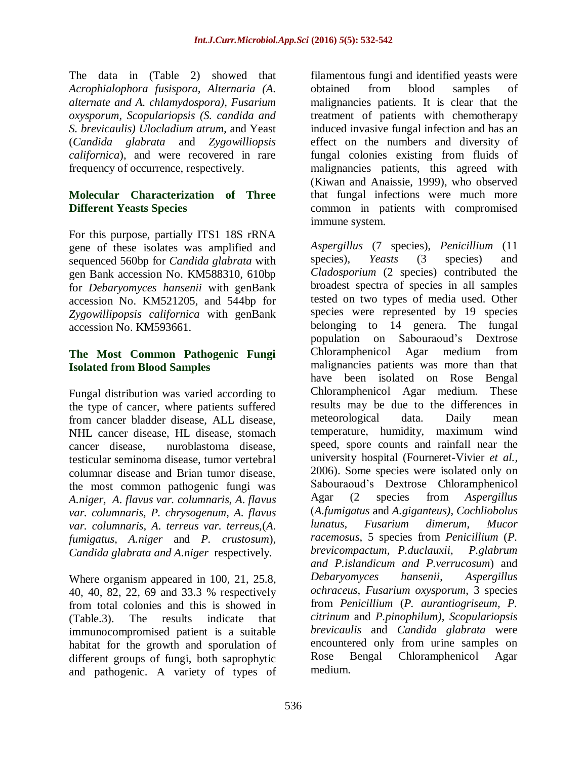The data in (Table 2) showed that *Acrophialophora fusispora, Alternaria (A. alternate and A. chlamydospora), Fusarium oxysporum, Scopulariopsis (S. candida and S. brevicaulis) Ulocladium atrum,* and Yeast (*Candida glabrata* and *Zygowilliopsis californica*), and were recovered in rare frequency of occurrence, respectively.

## Molecular Characterization of Three Different Yeasts Species

For this purpose, partially ITS1 18S rRNA gene of these isolates was amplified and sequenced 560bp for *Candida glabrata* with gen Bank accession No. KM588310, 610bp for *Debaryomyces hansenii* with genBank accession No. KM521205, and 544bp for *Zygowillipopsis californica* with genBank accession No. KM593661.

## The Most Common Pathogenic Fungi Isolated from Blood Samples

Fungal distribution was varied according to the type of cancer, where patients suffered from cancer bladder disease, ALL disease, NHL cancer disease, HL disease, stomach cancer disease, nuroblastoma disease, testicular seminoma disease, tumor vertebral columnar disease and Brian tumor disease, the most common pathogenic fungi was *A.niger, A. flavus var. columnaris, A. flavus var. columnaris, P. chrysogenum, A. flavus var. columnaris, A. terreus var. terreus,*(*A. fumigatus, A.niger* and *P. crustosum*), *Candida glabrata and A.niger* respectively.

Where organism appeared in 100, 21, 25.8, 40, 40, 82, 22, 69 and 33.3 % respectively from total colonies and this is showed in (Table.3). The results indicate that immunocompromised patient is a suitable habitat for the growth and sporulation of different groups of fungi, both saprophytic and pathogenic. A variety of types of filamentous fungi and identified yeasts were obtained from blood samples of malignancies patients. It is clear that the treatment of patients with chemotherapy induced invasive fungal infection and has an effect on the numbers and diversity of fungal colonies existing from fluids of malignancies patients, this agreed with (Kiwan and Anaissie, 1999), who observed that fungal infections were much more common in patients with compromised immune system.

*Aspergillus* (7 species), *Penicillium* (11 species), *Yeasts* (3 species) and *Cladosporium* (2 species) contributed the broadest spectra of species in all samples tested on two types of media used. Other species were represented by 19 species belonging to 14 genera. The fungal population on Sabouraoud's Dextrose Chloramphenicol Agar medium from malignancies patients was more than that have been isolated on Rose Bengal Chloramphenicol Agar medium. These results may be due to the differences in meteorological data. Daily mean temperature, humidity, maximum wind speed, spore counts and rainfall near the university hospital (Fourneret-Vivier *et al.,* 2006). Some species were isolated only on Sabouraoud's Dextrose Chloramphenicol Agar (2 species from *Aspergillus* (*A.fumigatus* and *A.giganteus), Cochliobolus lunatus, Fusarium dimerum, Mucor racemosus*, 5 species from *Penicillium* (*P. brevicompactum, P.duclauxii, P.glabrum and P.islandicum and P.verrucosum*) and *Debaryomyces hansenii*, *Aspergillus ochraceus*, *Fusarium oxysporum*, 3 species from *Penicillium* (*P. aurantiogriseum, P. citrinum* and *P.pinophilum), Scopulariopsis brevicaulis* and *Candida glabrata* were encountered only from urine samples on Rose Bengal Chloramphenicol Agar medium.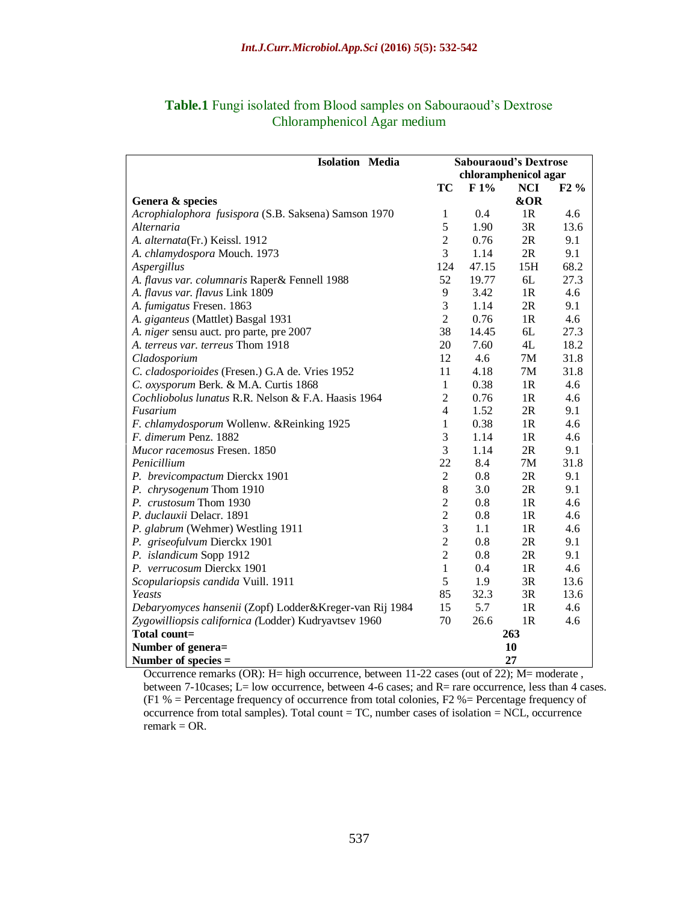**Table.1** Fungi isolated from Blood samples on Sabouraoud's Dextrose Chloramphenicol Agar medium

| Isolation Media | Sabouraoud's Dextrose chloramphenicol agar | | | |
|---|---|---|---|---|
| **Genera & species** | **TC** | **F 1%** | **NCI &OR** | **F2 %** |
| *Acrophialophora fusispora* (S.B. Saksena) Samson 1970 | 1 | 0.4 | 1R | 4.6 |
| *Alternaria* | 5 | 1.90 | 3R | 13.6 |
| *A. alternata*(Fr.) Keissl. 1912 | 2 | 0.76 | 2R | 9.1 |
| *A. chlamydospora* Mouch. 1973 | 3 | 1.14 | 2R | 9.1 |
| *Aspergillus* | 124 | 47.15 | 15H | 68.2 |
| *A. flavus var. columnaris* Raper& Fennell 1988 | 52 | 19.77 | 6L | 27.3 |
| *A. flavus var. flavus* Link 1809 | 9 | 3.42 | 1R | 4.6 |
| *A. fumigatus* Fresen. 1863 | 3 | 1.14 | 2R | 9.1 |
| *A. giganteus* (Mattlet) Basgal 1931 | 2 | 0.76 | 1R | 4.6 |
| *A. niger* sensu auct. pro parte, pre 2007 | 38 | 14.45 | 6L | 27.3 |
| *A. terreus var. terreus* Thom 1918 | 20 | 7.60 | 4L | 18.2 |
| *Cladosporium* | 12 | 4.6 | 7M | 31.8 |
| *C. cladosporioides* (Fresen.) G.A de. Vries 1952 | 11 | 4.18 | 7M | 31.8 |
| *C. oxysporum* Berk. & M.A. Curtis 1868 | 1 | 0.38 | 1R | 4.6 |
| *Cochliobolus lunatus* R.R. Nelson & F.A. Haasis 1964 | 2 | 0.76 | 1R | 4.6 |
| *Fusarium* | 4 | 1.52 | 2R | 9.1 |
| *F. chlamydosporum* Wollenw. &Reinking 1925 | 1 | 0.38 | 1R | 4.6 |
| *F. dimerum* Penz. 1882 | 3 | 1.14 | 1R | 4.6 |
| *Mucor racemosus* Fresen. 1850 | 3 | 1.14 | 2R | 9.1 |
| *Penicillium* | 22 | 8.4 | 7M | 31.8 |
| *P. brevicompactum* Dierckx 1901 | 2 | 0.8 | 2R | 9.1 |
| *P. chrysogenum* Thom 1910 | 8 | 3.0 | 2R | 9.1 |
| *P. crustosum* Thom 1930 | 2 | 0.8 | 1R | 4.6 |
| *P. duclauxii* Delacr. 1891 | 2 | 0.8 | 1R | 4.6 |
| *P. glabrum* (Wehmer) Westling 1911 | 3 | 1.1 | 1R | 4.6 |
| *P. griseofulvum* Dierckx 1901 | 2 | 0.8 | 2R | 9.1 |
| *P. islandicum* Sopp 1912 | 2 | 0.8 | 2R | 9.1 |
| *P. verrucosum* Dierckx 1901 | 1 | 0.4 | 1R | 4.6 |
| *Scopulariopsis candida* Vuill. 1911 | 5 | 1.9 | 3R | 13.6 |
| *Yeasts* | 85 | 32.3 | 3R | 13.6 |
| *Debaryomyces hansenii* (Zopf) Lodder&Kreger-van Rij 1984 | 15 | 5.7 | 1R | 4.6 |
| *Zygowilliopsis californica (*Lodder) Kudryavtsev 1960 | 70 | 26.6 | 1R | 4.6 |
| **Total count=** | **263** | | | |
| **Number of genera=** | **10** | | | |
| **Number of species =** | **27** | | | |

Occurrence remarks (OR): H= high occurrence, between 11-22 cases (out of 22); M= moderate , between 7-10cases; L= low occurrence, between 4-6 cases; and R= rare occurrence, less than 4 cases. (F1 % = Percentage frequency of occurrence from total colonies, F2 %= Percentage frequency of occurrence from total samples). Total count = TC, number cases of isolation = NCL, occurrence remark = OR.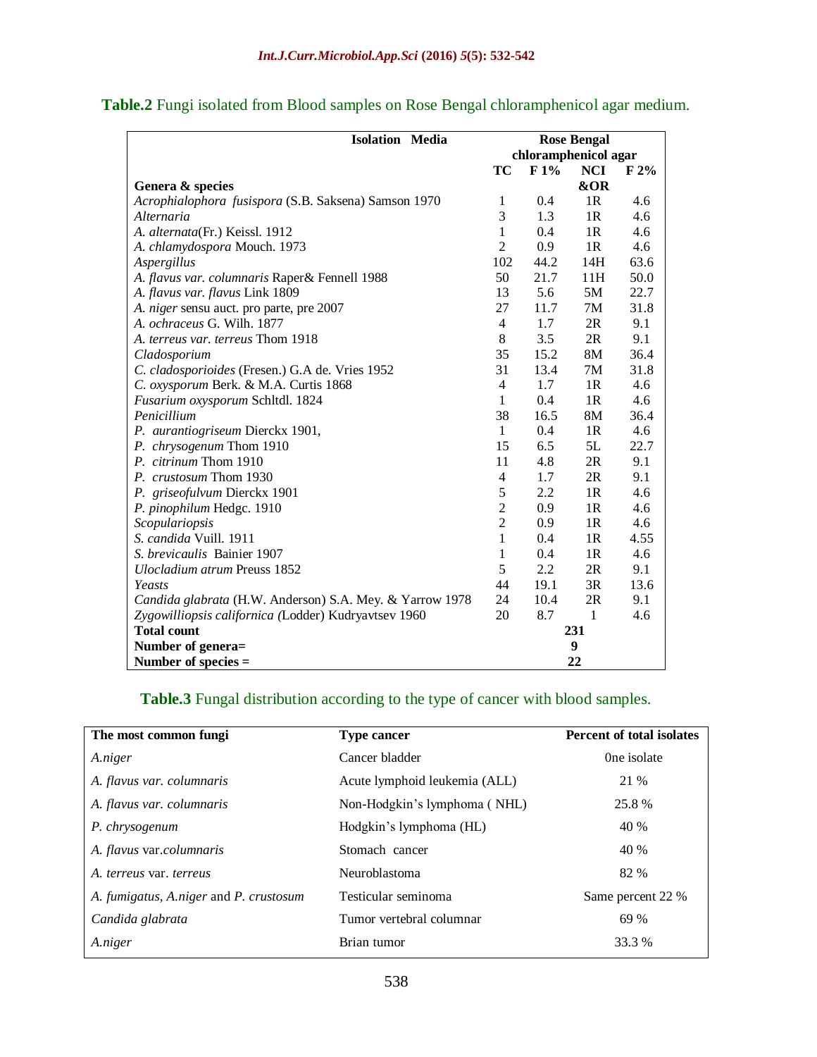**Table.2** Fungi isolated from Blood samples on Rose Bengal chloramphenicol agar medium.

| Isolation Media | Rose Bengal chloramphenicol agar | | | |
|---|---|---|---|---|
| Genera & species | TC | F 1% | NCI &OR | F 2% |
| *Acrophialophora fusispora* (S.B. Saksena) Samson 1970 | 1 | 0.4 | 1R | 4.6 |
| *Alternaria* | 3 | 1.3 | 1R | 4.6 |
| *A. alternata*(Fr.) Keissl. 1912 | 1 | 0.4 | 1R | 4.6 |
| *A. chlamydospora* Mouch. 1973 | 2 | 0.9 | 1R | 4.6 |
| *Aspergillus* | 102 | 44.2 | 14H | 63.6 |
| *A. flavus var. columnaris* Raper& Fennell 1988 | 50 | 21.7 | 11H | 50.0 |
| *A. flavus var. flavus* Link 1809 | 13 | 5.6 | 5M | 22.7 |
| *A. niger* sensu auct. pro parte, pre 2007 | 27 | 11.7 | 7M | 31.8 |
| *A. ochraceus* G. Wilh. 1877 | 4 | 1.7 | 2R | 9.1 |
| *A. terreus var. terreus* Thom 1918 | 8 | 3.5 | 2R | 9.1 |
| *Cladosporium* | 35 | 15.2 | 8M | 36.4 |
| *C. cladosporioides* (Fresen.) G.A de. Vries 1952 | 31 | 13.4 | 7M | 31.8 |
| *C. oxysporum* Berk. & M.A. Curtis 1868 | 4 | 1.7 | 1R | 4.6 |
| *Fusarium oxysporum* Schltdl. 1824 | 1 | 0.4 | 1R | 4.6 |
| *Penicillium* | 38 | 16.5 | 8M | 36.4 |
| *P. aurantiogriseum* Dierckx 1901, | 1 | 0.4 | 1R | 4.6 |
| *P. chrysogenum* Thom 1910 | 15 | 6.5 | 5L | 22.7 |
| *P. citrinum* Thom 1910 | 11 | 4.8 | 2R | 9.1 |
| *P. crustosum* Thom 1930 | 4 | 1.7 | 2R | 9.1 |
| *P. griseofulvum* Dierckx 1901 | 5 | 2.2 | 1R | 4.6 |
| *P. pinophilum* Hedgc. 1910 | 2 | 0.9 | 1R | 4.6 |
| *Scopulariopsis* | 2 | 0.9 | 1R | 4.6 |
| *S. candida* Vuill. 1911 | 1 | 0.4 | 1R | 4.55 |
| *S. brevicaulis* Bainier 1907 | 1 | 0.4 | 1R | 4.6 |
| *Ulocladium atrum* Preuss 1852 | 5 | 2.2 | 2R | 9.1 |
| *Yeasts* | 44 | 19.1 | 3R | 13.6 |
| *Candida glabrata* (H.W. Anderson) S.A. Mey. & Yarrow 1978 | 24 | 10.4 | 2R | 9.1 |
| *Zygowilliopsis californica (*Lodder) Kudryavtsev 1960 | 20 | 8.7 | 1 | 4.6 |
| **Total count** | **231** | | | |
| **Number of genera=** | **9** | | | |
| **Number of species =** | **22** | | | |

**Table.3** Fungal distribution according to the type of cancer with blood samples.

| The most common fungi | Type cancer | Percent of total isolates |
|---|---|---|
| *A.niger* | Cancer bladder | 0ne isolate |
| *A. flavus var. columnaris* | Acute lymphoid leukemia (ALL) | 21 % |
| *A. flavus var. columnaris* | Non-Hodgkin's lymphoma ( NHL) | 25.8 % |
| *P. chrysogenum* | Hodgkin's lymphoma (HL) | 40 % |
| *A. flavus* var.*columnaris* | Stomach cancer | 40 % |
| *A. terreus* var. *terreus* | Neuroblastoma | 82 % |
| *A. fumigatus, A.niger* and *P. crustosum* | Testicular seminoma | Same percent 22 % |
| *Candida glabrata* | Tumor vertebral columnar | 69 % |
| *A.niger* | Brian tumor | 33.3 % |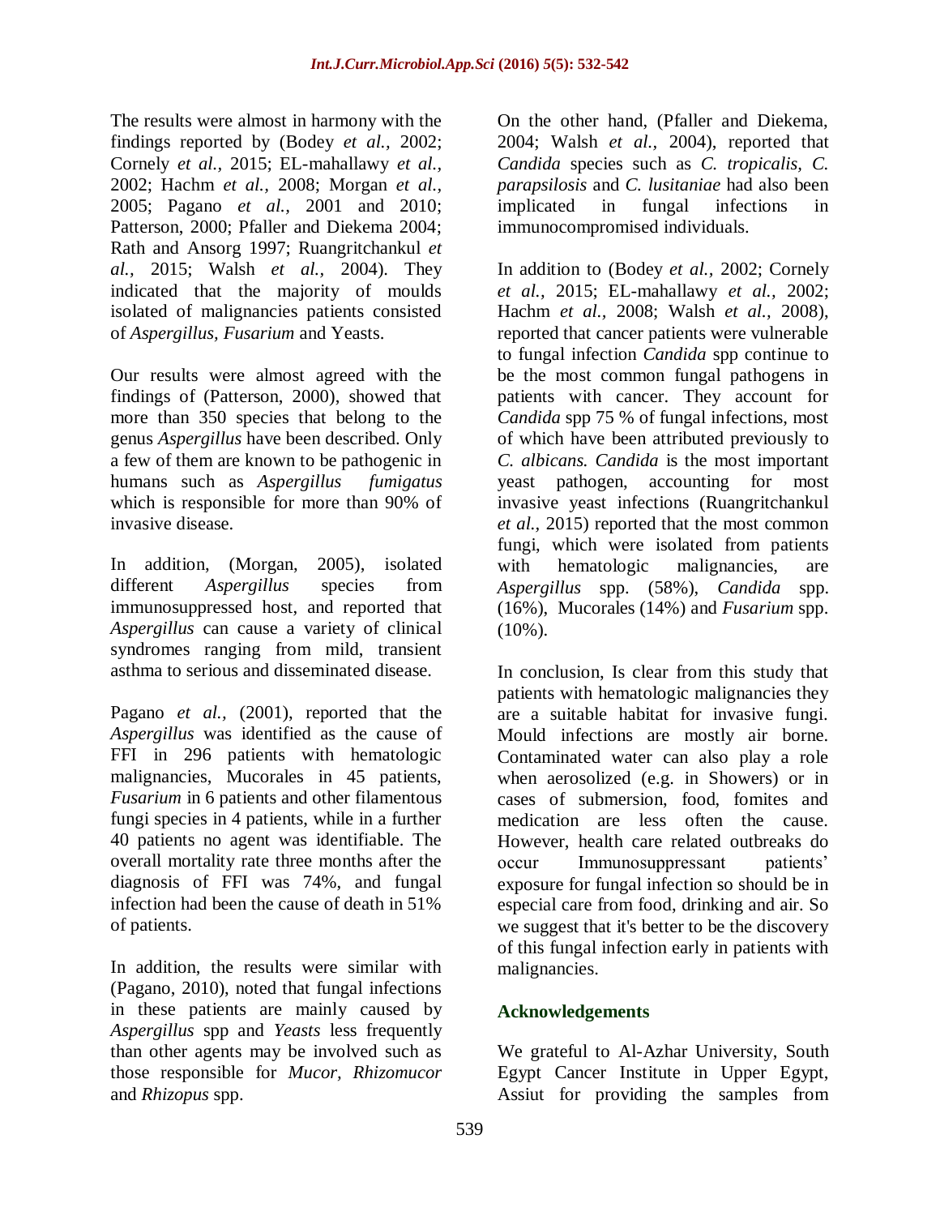The results were almost in harmony with the findings reported by (Bodey *et al.,* 2002; Cornely *et al.,* 2015; EL-mahallawy *et al.,* 2002; Hachm *et al.,* 2008; Morgan *et al.,* 2005; Pagano *et al.,* 2001 and 2010; Patterson, 2000; Pfaller and Diekema 2004; Rath and Ansorg 1997; Ruangritchankul *et al.,* 2015; Walsh *et al.,* 2004). They indicated that the majority of moulds isolated of malignancies patients consisted of *Aspergillus*, *Fusarium* and Yeasts.

Our results were almost agreed with the findings of (Patterson, 2000), showed that more than 350 species that belong to the genus *Aspergillus* have been described. Only a few of them are known to be pathogenic in humans such as *Aspergillus fumigatus* which is responsible for more than 90% of invasive disease.

In addition, (Morgan, 2005), isolated different *Aspergillus* species from immunosuppressed host, and reported that *Aspergillus* can cause a variety of clinical syndromes ranging from mild, transient asthma to serious and disseminated disease.

Pagano *et al.,* (2001), reported that the *Aspergillus* was identified as the cause of FFI in 296 patients with hematologic malignancies, Mucorales in 45 patients, *Fusarium* in 6 patients and other filamentous fungi species in 4 patients, while in a further 40 patients no agent was identifiable. The overall mortality rate three months after the diagnosis of FFI was 74%, and fungal infection had been the cause of death in 51% of patients.

In addition, the results were similar with (Pagano, 2010), noted that fungal infections in these patients are mainly caused by *Aspergillus* spp and *Yeasts* less frequently than other agents may be involved such as those responsible for *Mucor, Rhizomucor* and *Rhizopus* spp.

On the other hand, (Pfaller and Diekema, 2004; Walsh *et al.,* 2004), reported that *Candida* species such as *C. tropicalis, C. parapsilosis* and *C. lusitaniae* had also been implicated in fungal infections in immunocompromised individuals.

In addition to (Bodey *et al.,* 2002; Cornely *et al.,* 2015; EL-mahallawy *et al.,* 2002; Hachm *et al.,* 2008; Walsh *et al.,* 2008), reported that cancer patients were vulnerable to fungal infection *Candida* spp continue to be the most common fungal pathogens in patients with cancer. They account for *Candida* spp 75 % of fungal infections, most of which have been attributed previously to *C. albicans. Candida* is the most important yeast pathogen, accounting for most invasive yeast infections (Ruangritchankul *et al.,* 2015) reported that the most common fungi, which were isolated from patients with hematologic malignancies, are *Aspergillus* spp. (58%), *Candida* spp. (16%), Mucorales (14%) and *Fusarium* spp. (10%).

In conclusion, Is clear from this study that patients with hematologic malignancies they are a suitable habitat for invasive fungi. Mould infections are mostly air borne. Contaminated water can also play a role when aerosolized (e.g. in Showers) or in cases of submersion, food, fomites and medication are less often the cause. However, health care related outbreaks do occur Immunosuppressant patients' exposure for fungal infection so should be in especial care from food, drinking and air. So we suggest that it's better to be the discovery of this fungal infection early in patients with malignancies.

## Acknowledgements

We grateful to Al-Azhar University, South Egypt Cancer Institute in Upper Egypt, Assiut for providing the samples from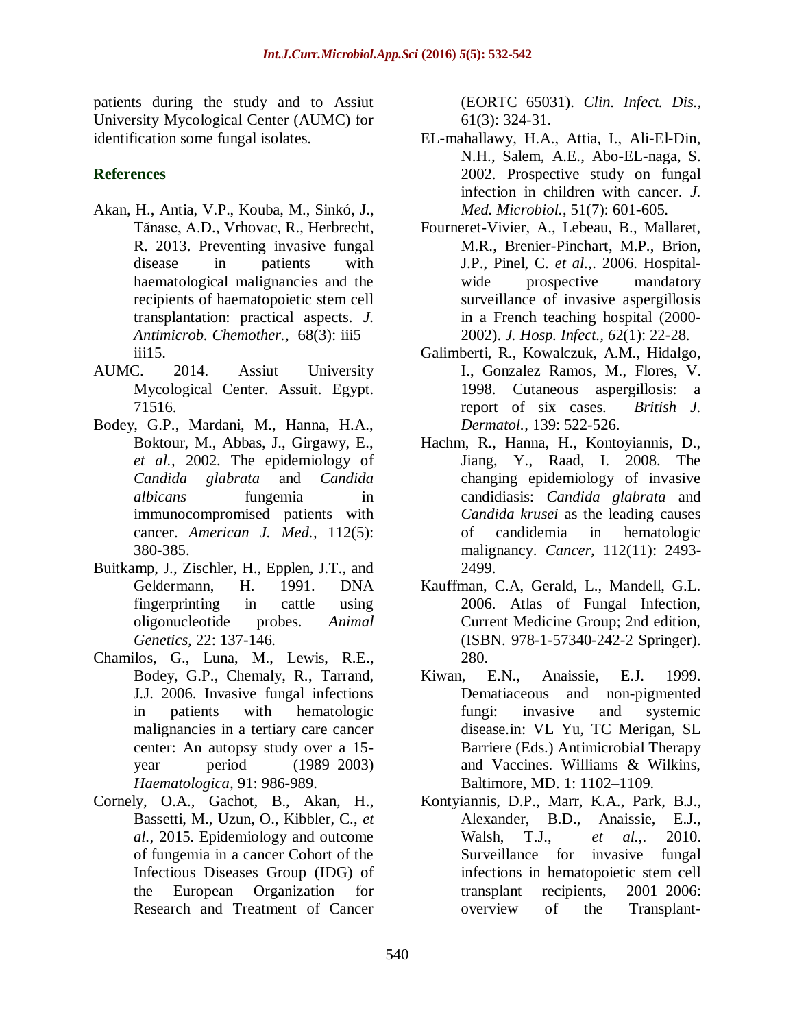patients during the study and to Assiut University Mycological Center (AUMC) for identification some fungal isolates.

## References

Akan, H., Antia, V.P., Kouba, M., Sinkó, J., Tănase, A.D., Vrhovac, R., Herbrecht, R. 2013. Preventing invasive fungal disease in patients with haematological malignancies and the recipients of haematopoietic stem cell transplantation: practical aspects. *J. Antimicrob. Chemother.,* 68(3): iii5 – iii15.

AUMC. 2014. Assiut University Mycological Center. Assuit. Egypt. 71516.

Bodey, G.P., Mardani, M., Hanna, H.A., Boktour, M., Abbas, J., Girgawy, E., *et al.,* 2002. The epidemiology of *Candida glabrata* and *Candida albicans* fungemia in immunocompromised patients with cancer. *American J. Med.,* 112(5): 380-385.

Buitkamp, J., Zischler, H., Epplen, J.T., and Geldermann, H. 1991. DNA fingerprinting in cattle using oligonucleotide probes. *Animal Genetics,* 22: 137-146.

Chamilos, G., Luna, M., Lewis, R.E., Bodey, G.P., Chemaly, R., Tarrand, J.J. 2006. Invasive fungal infections in patients with hematologic malignancies in a tertiary care cancer center: An autopsy study over a 15-year period (1989–2003) *Haematologica,* 91: 986-989.

Cornely, O.A., Gachot, B., Akan, H., Bassetti, M., Uzun, O., Kibbler, C., *et al.,* 2015. Epidemiology and outcome of fungemia in a cancer Cohort of the Infectious Diseases Group (IDG) of the European Organization for Research and Treatment of Cancer (EORTC 65031). *Clin. Infect. Dis.,* 61(3): 324-31.

EL-mahallawy, H.A., Attia, I., Ali-El-Din, N.H., Salem, A.E., Abo-EL-naga, S. 2002. Prospective study on fungal infection in children with cancer. *J. Med. Microbiol.,* 51(7): 601-605.

Fourneret-Vivier, A., Lebeau, B., Mallaret, M.R., Brenier-Pinchart, M.P., Brion, J.P., Pinel, C. *et al.,*. 2006. Hospital-wide prospective mandatory surveillance of invasive aspergillosis in a French teaching hospital (2000-2002). *J. Hosp. Infect., 6*2(1): 22-28.

Galimberti, R., Kowalczuk, A.M., Hidalgo, I., Gonzalez Ramos, M., Flores, V. 1998. Cutaneous aspergillosis: a report of six cases. *British J. Dermatol.,* 139: 522-526.

Hachm, R., Hanna, H., Kontoyiannis, D., Jiang, Y., Raad, I. 2008. The changing epidemiology of invasive candidiasis: *Candida glabrata* and *Candida krusei* as the leading causes of candidemia in hematologic malignancy. *Cancer,* 112(11): 2493-2499.

Kauffman, C.A, Gerald, L., Mandell, G.L. 2006. Atlas of Fungal Infection, Current Medicine Group; 2nd edition, (ISBN. 978-1-57340-242-2 Springer). 280.

Kiwan, E.N., Anaissie, E.J. 1999. Dematiaceous and non-pigmented fungi: invasive and systemic disease.in: VL Yu, TC Merigan, SL Barriere (Eds.) Antimicrobial Therapy and Vaccines. Williams & Wilkins, Baltimore, MD. 1: 1102–1109.

Kontyiannis, D.P., Marr, K.A., Park, B.J., Alexander, B.D., Anaissie, E.J., Walsh, T.J., *et al.,*. 2010. Surveillance for invasive fungal infections in hematopoietic stem cell transplant recipients, 2001–2006: overview of the Transplant-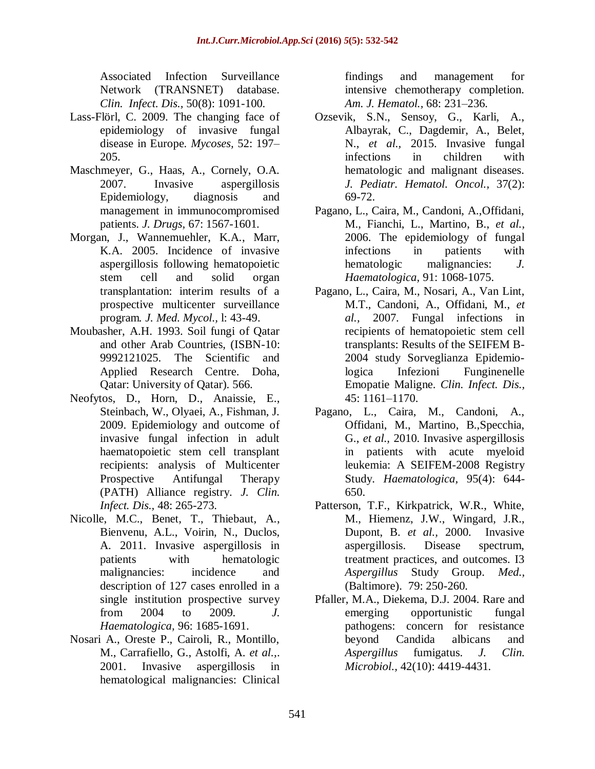Associated Infection Surveillance Network (TRANSNET) database. *Clin. Infect. Dis.*, 50(8): 1091-100.

Lass-Flörl, C. 2009. The changing face of epidemiology of invasive fungal disease in Europe. *Mycoses,* 52: 197–205.

Maschmeyer, G., Haas, A., Cornely, O.A. 2007. Invasive aspergillosis Epidemiology, diagnosis and management in immunocompromised patients. *J. Drugs,* 67: 1567-1601.

Morgan, J., Wannemuehler, K.A., Marr, K.A. 2005. Incidence of invasive aspergillosis following hematopoietic stem cell and solid organ transplantation: interim results of a prospective multicenter surveillance program*. J. Med. Mycol.*, l: 43-49.

Moubasher, A.H. 1993. Soil fungi of Qatar and other Arab Countries, (ISBN-10: 9992121025. The Scientific and Applied Research Centre. Doha, Qatar: University of Qatar). 566.

Neofytos, D., Horn, D., Anaissie, E., Steinbach, W., Olyaei, A., Fishman, J. 2009. Epidemiology and outcome of invasive fungal infection in adult haematopoietic stem cell transplant recipients: analysis of Multicenter Prospective Antifungal Therapy (PATH) Alliance registry. *J. Clin. Infect. Dis.*, 48: 265-273.

Nicolle, M.C., Benet, T., Thiebaut, A., Bienvenu, A.L., Voirin, N., Duclos, A. 2011. Invasive aspergillosis in patients with hematologic malignancies: incidence and description of 127 cases enrolled in a single institution prospective survey from 2004 to 2009. *J. Haematologica,* 96: 1685-1691.

Nosari A., Oreste P., Cairoli, R., Montillo, M., Carrafiello, G., Astolfi, A. *et al.,*. 2001. Invasive aspergillosis in hematological malignancies: Clinical findings and management for intensive chemotherapy completion. *Am. J. Hematol.,* 68: 231–236.

Ozsevik, S.N., Sensoy, G., Karli, A., Albayrak, C., Dagdemir, A., Belet, N., *et al.*, 2015. Invasive fungal infections in children with hematologic and malignant diseases. *J. Pediatr. Hematol. Oncol.,* 37(2): 69-72.

Pagano, L., Caira, M., Candoni, A.,Offidani, M., Fianchi, L., Martino, B., *et al.,* 2006. The epidemiology of fungal infections in patients with hematologic malignancies: *J. Haematologica,* 91: 1068-1075.

Pagano, L., Caira, M., Nosari, A., Van Lint, M.T., Candoni, A., Offidani, M., *et al.*, 2007. Fungal infections in recipients of hematopoietic stem cell transplants: Results of the SEIFEM B-2004 study Sorveglianza Epidemio-logica Infezioni Funginenelle Emopatie Maligne. *Clin. Infect. Dis.*, 45: 1161–1170.

Pagano, L., Caira, M., Candoni, A., Offidani, M., Martino, B.,Specchia, G., *et al.*, 2010. Invasive aspergillosis in patients with acute myeloid leukemia: A SEIFEM-2008 Registry Study. *Haematologica,* 95(4): 644-650.

Patterson, T.F., Kirkpatrick, W.R., White, M., Hiemenz, J.W., Wingard, J.R., Dupont, B. *et al.*, 2000. Invasive aspergillosis. Disease spectrum, treatment practices, and outcomes. I3 *Aspergillus* Study Group. *Med.,* (Baltimore). 79: 250-260.

Pfaller, M.A., Diekema, D.J. 2004. Rare and emerging opportunistic fungal pathogens: concern for resistance beyond Candida albicans and *Aspergillus* fumigatus. *J. Clin. Microbiol.,* 42(10): 4419-4431.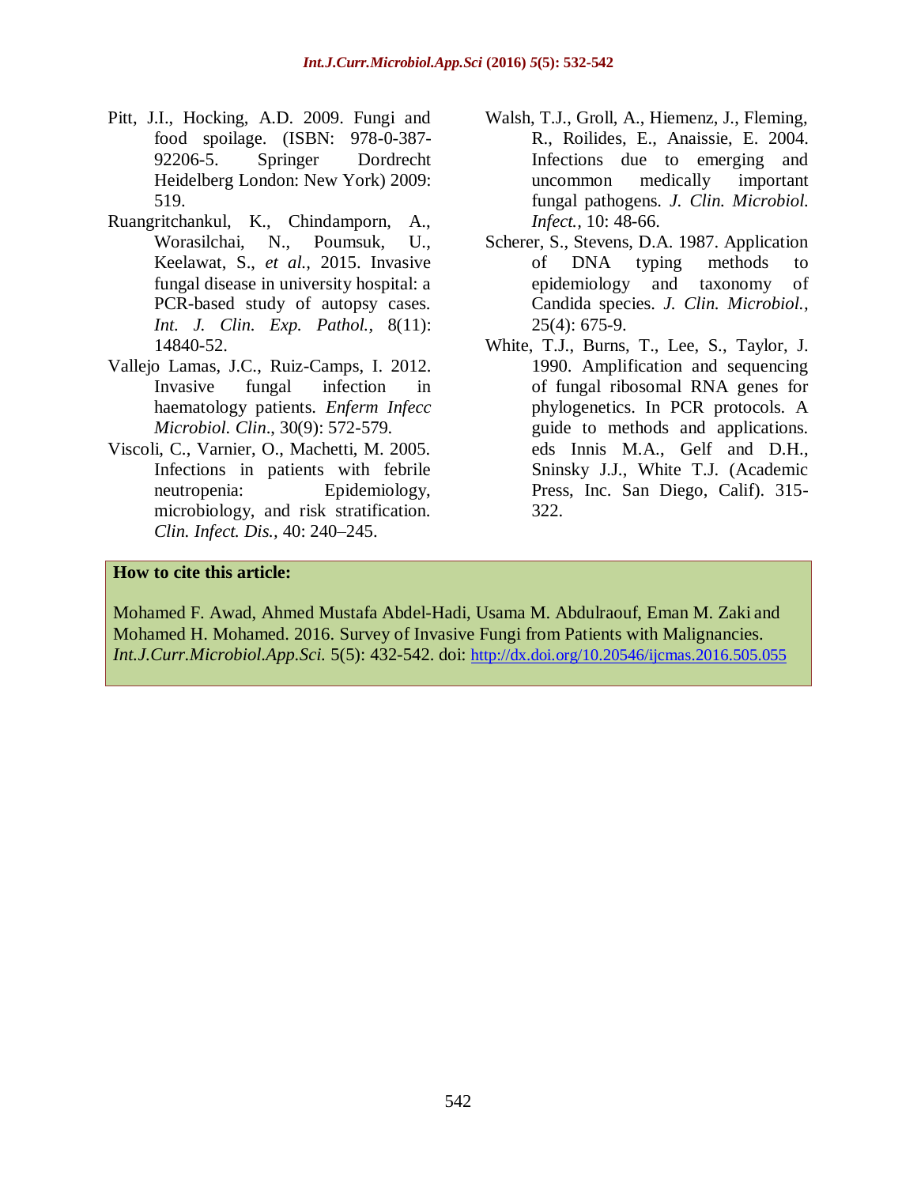Pitt, J.I., Hocking, A.D. 2009. Fungi and food spoilage. (ISBN: 978-0-387-92206-5. Springer Dordrecht Heidelberg London: New York) 2009: 519.

Ruangritchankul, K., Chindamporn, A., Worasilchai, N., Poumsuk, U., Keelawat, S., *et al.*, 2015. Invasive fungal disease in university hospital: a PCR-based study of autopsy cases. *Int. J. Clin. Exp. Pathol.*, 8(11): 14840-52.

Vallejo Lamas, J.C., Ruiz-Camps, I. 2012. Invasive fungal infection in haematology patients. *Enferm Infecc Microbiol. Clin*., 30(9): 572-579.

Viscoli, C., Varnier, O., Machetti, M. 2005. Infections in patients with febrile neutropenia: Epidemiology, microbiology, and risk stratification. *Clin. Infect. Dis.*, 40: 240–245.

Walsh, T.J., Groll, A., Hiemenz, J., Fleming, R., Roilides, E., Anaissie, E. 2004. Infections due to emerging and uncommon medically important fungal pathogens. *J. Clin. Microbiol. Infect.*, 10: 48-66.

Scherer, S., Stevens, D.A. 1987. Application of DNA typing methods to epidemiology and taxonomy of Candida species. *J. Clin. Microbiol.*, 25(4): 675-9.

White, T.J., Burns, T., Lee, S., Taylor, J. 1990. Amplification and sequencing of fungal ribosomal RNA genes for phylogenetics. In PCR protocols. A guide to methods and applications. eds Innis M.A., Gelf and D.H., Sninsky J.J., White T.J. (Academic Press, Inc. San Diego, Calif). 315-322.

**How to cite this article:**

Mohamed F. Awad, Ahmed Mustafa Abdel-Hadi, Usama M. Abdulraouf, Eman M. Zaki and Mohamed H. Mohamed. 2016. Survey of Invasive Fungi from Patients with Malignancies. *Int.J.Curr.Microbiol.App.Sci.* 5(5): 432-542. doi: http://dx.doi.org/10.20546/ijcmas.2016.505.055